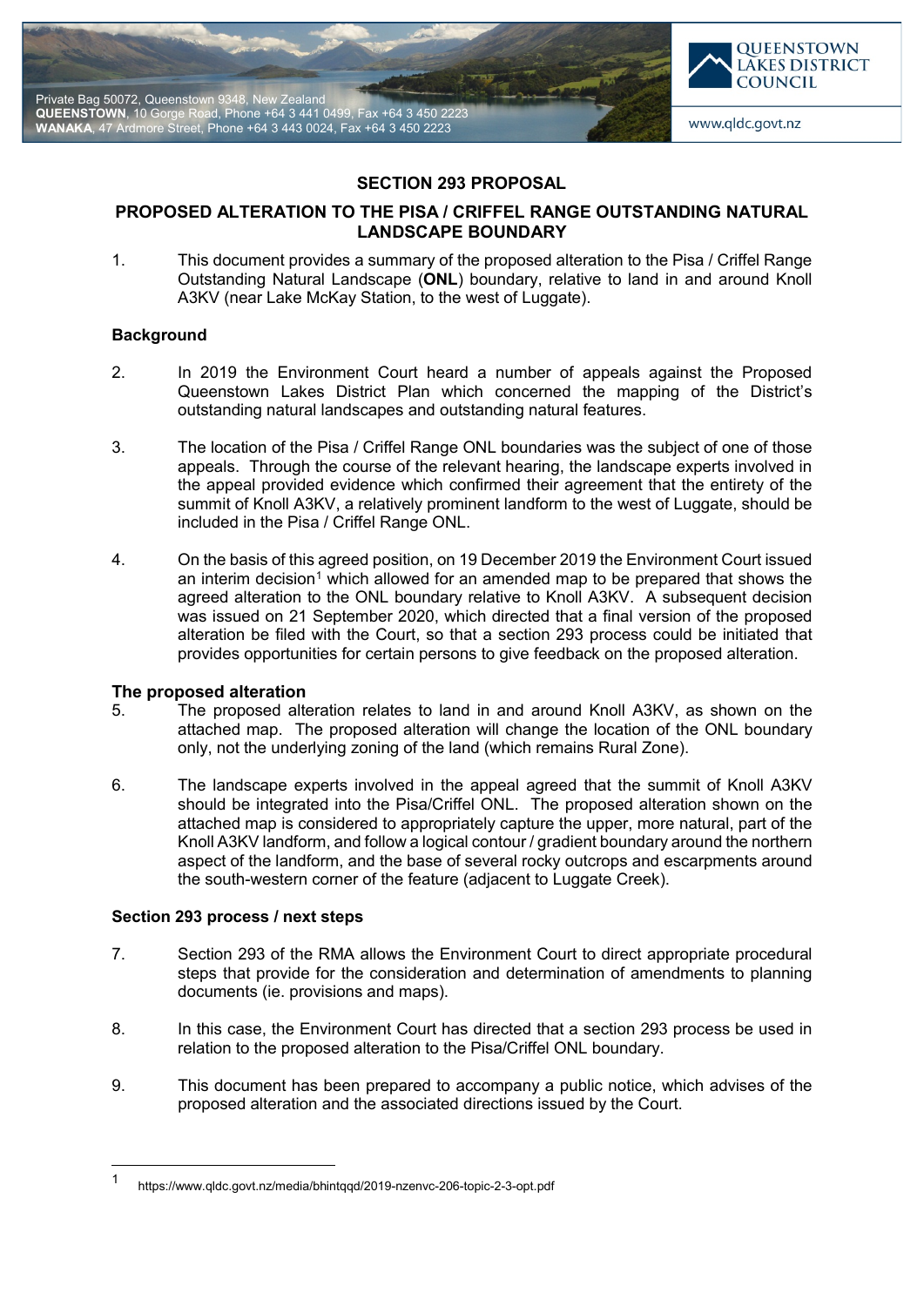Private Bag 50072, Queenstown 9348, New Zealand
**QUEENSTOWN**, 10 Gorge Road, Phone +64 3 441 0499, Fax +64 3 450 2223
**WANAKA**, 47 Ardmore Street, Phone +64 3 443 0024, Fax +64 3 450 2223

QUEENSTOWN LAKES DISTRICT COUNCIL

www.qldc.govt.nz

# SECTION 293 PROPOSAL

## PROPOSED ALTERATION TO THE PISA / CRIFFEL RANGE OUTSTANDING NATURAL LANDSCAPE BOUNDARY

1. This document provides a summary of the proposed alteration to the Pisa / Criffel Range Outstanding Natural Landscape (**ONL**) boundary, relative to land in and around Knoll A3KV (near Lake McKay Station, to the west of Luggate).

### Background

2. In 2019 the Environment Court heard a number of appeals against the Proposed Queenstown Lakes District Plan which concerned the mapping of the District's outstanding natural landscapes and outstanding natural features.

3. The location of the Pisa / Criffel Range ONL boundaries was the subject of one of those appeals. Through the course of the relevant hearing, the landscape experts involved in the appeal provided evidence which confirmed their agreement that the entirety of the summit of Knoll A3KV, a relatively prominent landform to the west of Luggate, should be included in the Pisa / Criffel Range ONL.

4. On the basis of this agreed position, on 19 December 2019 the Environment Court issued an interim decision[1] which allowed for an amended map to be prepared that shows the agreed alteration to the ONL boundary relative to Knoll A3KV. A subsequent decision was issued on 21 September 2020, which directed that a final version of the proposed alteration be filed with the Court, so that a section 293 process could be initiated that provides opportunities for certain persons to give feedback on the proposed alteration.

### The proposed alteration

5. The proposed alteration relates to land in and around Knoll A3KV, as shown on the attached map. The proposed alteration will change the location of the ONL boundary only, not the underlying zoning of the land (which remains Rural Zone).

6. The landscape experts involved in the appeal agreed that the summit of Knoll A3KV should be integrated into the Pisa/Criffel ONL. The proposed alteration shown on the attached map is considered to appropriately capture the upper, more natural, part of the Knoll A3KV landform, and follow a logical contour / gradient boundary around the northern aspect of the landform, and the base of several rocky outcrops and escarpments around the south-western corner of the feature (adjacent to Luggate Creek).

### Section 293 process / next steps

7. Section 293 of the RMA allows the Environment Court to direct appropriate procedural steps that provide for the consideration and determination of amendments to planning documents (ie. provisions and maps).

8. In this case, the Environment Court has directed that a section 293 process be used in relation to the proposed alteration to the Pisa/Criffel ONL boundary.

9. This document has been prepared to accompany a public notice, which advises of the proposed alteration and the associated directions issued by the Court.

---

[1] https://www.qldc.govt.nz/media/bhintqqd/2019-nzenvc-206-topic-2-3-opt.pdf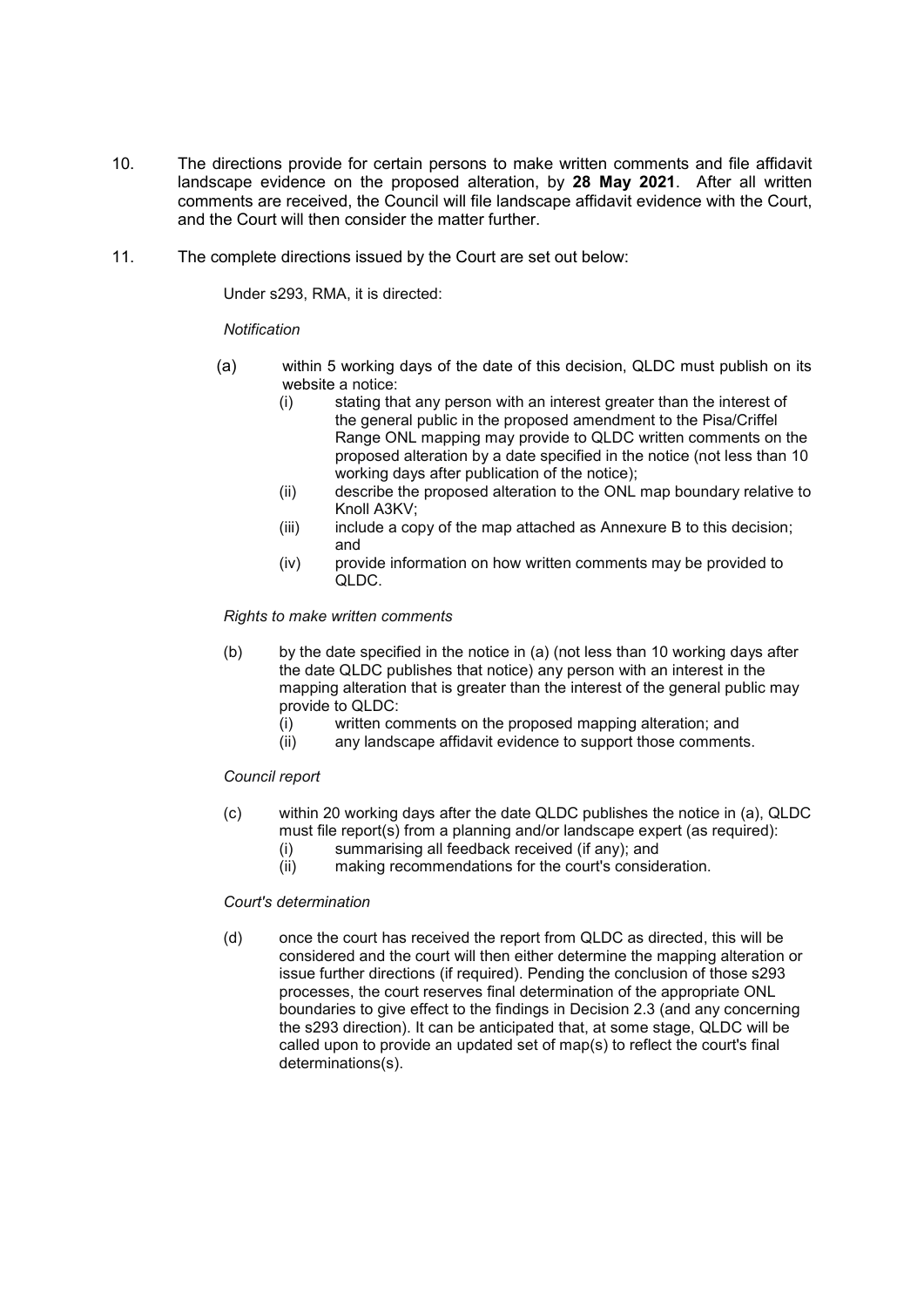10. The directions provide for certain persons to make written comments and file affidavit landscape evidence on the proposed alteration, by **28 May 2021**. After all written comments are received, the Council will file landscape affidavit evidence with the Court, and the Court will then consider the matter further.

11. The complete directions issued by the Court are set out below:

    Under s293, RMA, it is directed:

    *Notification*

    (a) within 5 working days of the date of this decision, QLDC must publish on its website a notice:
        (i) stating that any person with an interest greater than the interest of the general public in the proposed amendment to the Pisa/Criffel Range ONL mapping may provide to QLDC written comments on the proposed alteration by a date specified in the notice (not less than 10 working days after publication of the notice);
        (ii) describe the proposed alteration to the ONL map boundary relative to Knoll A3KV;
        (iii) include a copy of the map attached as Annexure B to this decision; and
        (iv) provide information on how written comments may be provided to QLDC.

    *Rights to make written comments*

    (b) by the date specified in the notice in (a) (not less than 10 working days after the date QLDC publishes that notice) any person with an interest in the mapping alteration that is greater than the interest of the general public may provide to QLDC:
        (i) written comments on the proposed mapping alteration; and
        (ii) any landscape affidavit evidence to support those comments.

    *Council report*

    (c) within 20 working days after the date QLDC publishes the notice in (a), QLDC must file report(s) from a planning and/or landscape expert (as required):
        (i) summarising all feedback received (if any); and
        (ii) making recommendations for the court's consideration.

    *Court's determination*

    (d) once the court has received the report from QLDC as directed, this will be considered and the court will then either determine the mapping alteration or issue further directions (if required). Pending the conclusion of those s293 processes, the court reserves final determination of the appropriate ONL boundaries to give effect to the findings in Decision 2.3 (and any concerning the s293 direction). It can be anticipated that, at some stage, QLDC will be called upon to provide an updated set of map(s) to reflect the court's final determinations(s).